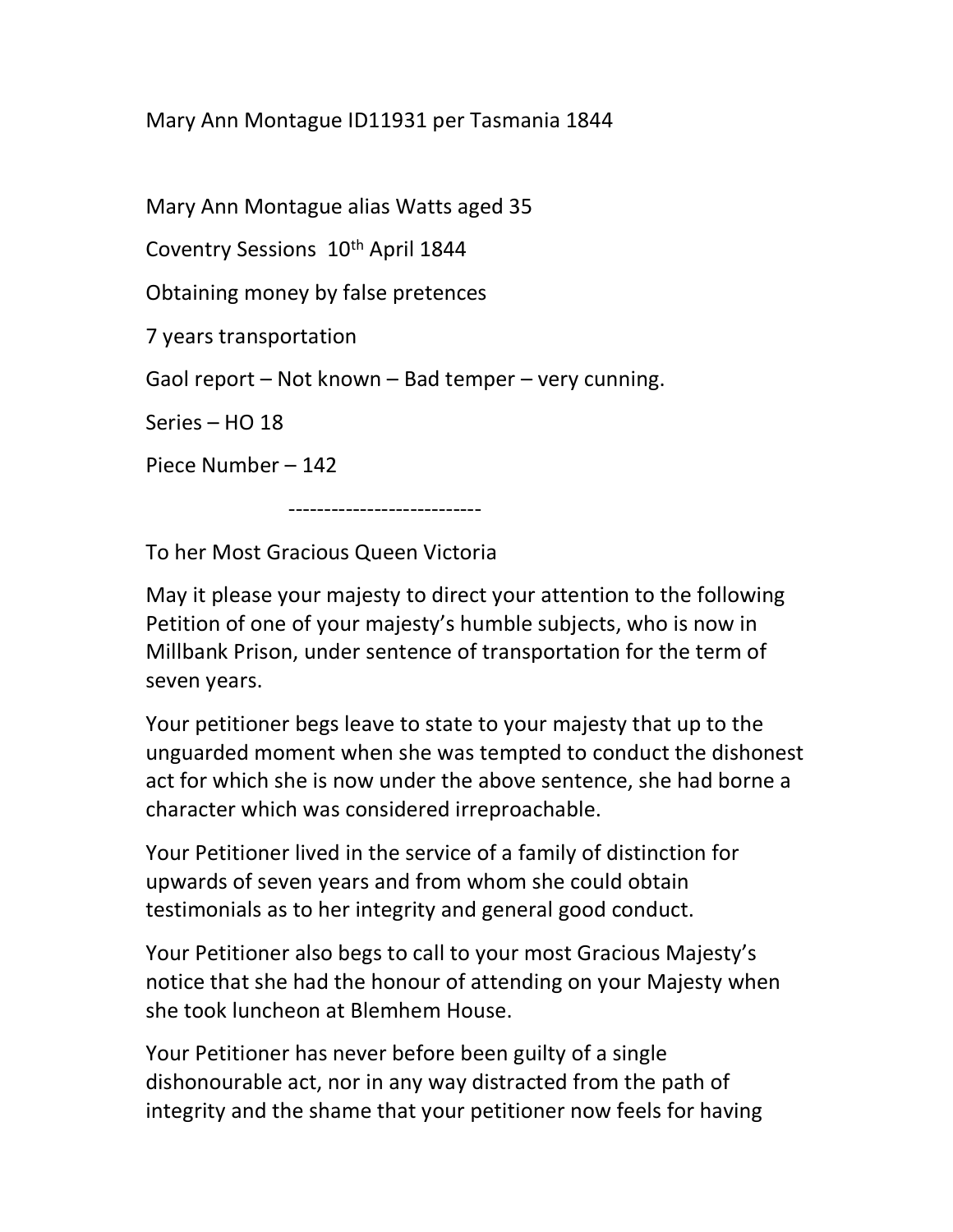Mary Ann Montague ID11931 per Tasmania 1844

Mary Ann Montague alias Watts aged 35

Coventry Sessions 10th April 1844

Obtaining money by false pretences

7 years transportation

Gaol report – Not known – Bad temper – very cunning.

Series – HO 18

Piece Number – 142

---------------------------

To her Most Gracious Queen Victoria

May it please your majesty to direct your attention to the following Petition of one of your majesty's humble subjects, who is now in Millbank Prison, under sentence of transportation for the term of seven years.

Your petitioner begs leave to state to your majesty that up to the unguarded moment when she was tempted to conduct the dishonest act for which she is now under the above sentence, she had borne a character which was considered irreproachable.

Your Petitioner lived in the service of a family of distinction for upwards of seven years and from whom she could obtain testimonials as to her integrity and general good conduct.

Your Petitioner also begs to call to your most Gracious Majesty's notice that she had the honour of attending on your Majesty when she took luncheon at Blemhem House.

Your Petitioner has never before been guilty of a single dishonourable act, nor in any way distracted from the path of integrity and the shame that your petitioner now feels for having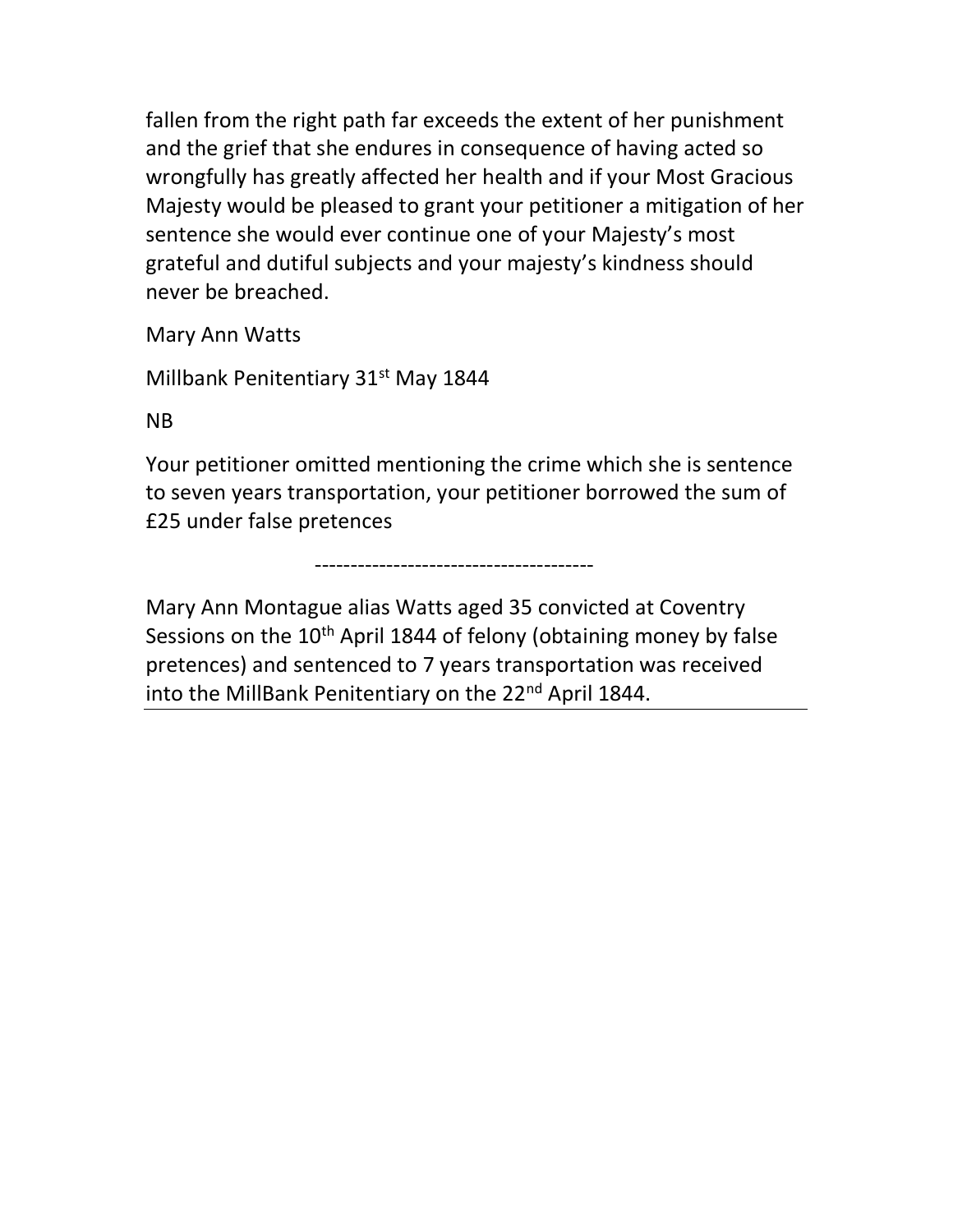fallen from the right path far exceeds the extent of her punishment and the grief that she endures in consequence of having acted so wrongfully has greatly affected her health and if your Most Gracious Majesty would be pleased to grant your petitioner a mitigation of her sentence she would ever continue one of your Majesty's most grateful and dutiful subjects and your majesty's kindness should never be breached.

Mary Ann Watts

Millbank Penitentiary 31st May 1844

NB

Your petitioner omitted mentioning the crime which she is sentence to seven years transportation, your petitioner borrowed the sum of £25 under false pretences

---

Mary Ann Montague alias Watts aged 35 convicted at Coventry Sessions on the 10th April 1844 of felony (obtaining money by false pretences) and sentenced to 7 years transportation was received into the MillBank Penitentiary on the 22nd April 1844.